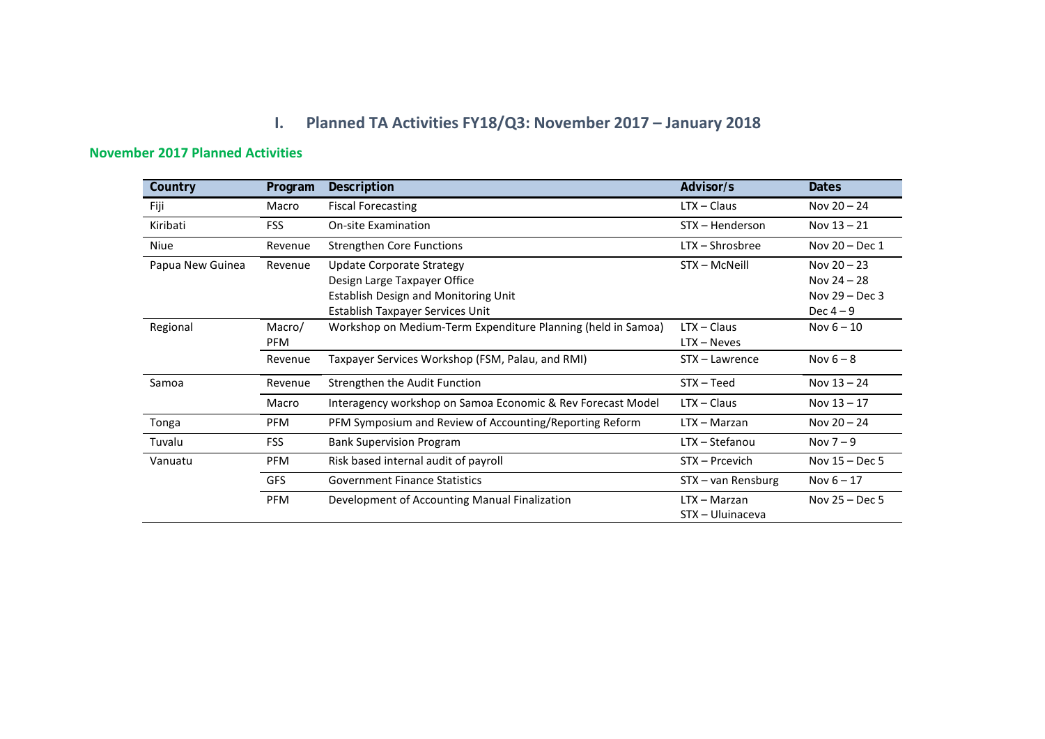# I. Planned TA Activities FY18/Q3: November 2017 – January 2018

## November 2017 Planned Activities

| Country | Program | Description | Advisor/s | Dates |
|---|---|---|---|---|
| Fiji | Macro | Fiscal Forecasting | LTX – Claus | Nov 20 – 24 |
| Kiribati | FSS | On-site Examination | STX – Henderson | Nov 13 – 21 |
| Niue | Revenue | Strengthen Core Functions | LTX – Shrosbree | Nov 20 – Dec 1 |
| Papua New Guinea | Revenue | Update Corporate Strategy<br>Design Large Taxpayer Office<br>Establish Design and Monitoring Unit<br>Establish Taxpayer Services Unit | STX – McNeill | Nov 20 – 23<br>Nov 24 – 28<br>Nov 29 – Dec 3<br>Dec 4 – 9 |
| Regional | Macro/ PFM | Workshop on Medium-Term Expenditure Planning (held in Samoa) | LTX – Claus<br>LTX – Neves | Nov 6 – 10 |
| | Revenue | Taxpayer Services Workshop (FSM, Palau, and RMI) | STX – Lawrence | Nov 6 – 8 |
| Samoa | Revenue | Strengthen the Audit Function | STX – Teed | Nov 13 – 24 |
| | Macro | Interagency workshop on Samoa Economic & Rev Forecast Model | LTX – Claus | Nov 13 – 17 |
| Tonga | PFM | PFM Symposium and Review of Accounting/Reporting Reform | LTX – Marzan | Nov 20 – 24 |
| Tuvalu | FSS | Bank Supervision Program | LTX – Stefanou | Nov 7 – 9 |
| Vanuatu | PFM | Risk based internal audit of payroll | STX – Prcevich | Nov 15 – Dec 5 |
| | GFS | Government Finance Statistics | STX – van Rensburg | Nov 6 – 17 |
| | PFM | Development of Accounting Manual Finalization | LTX – Marzan<br>STX – Uluinaceva | Nov 25 – Dec 5 |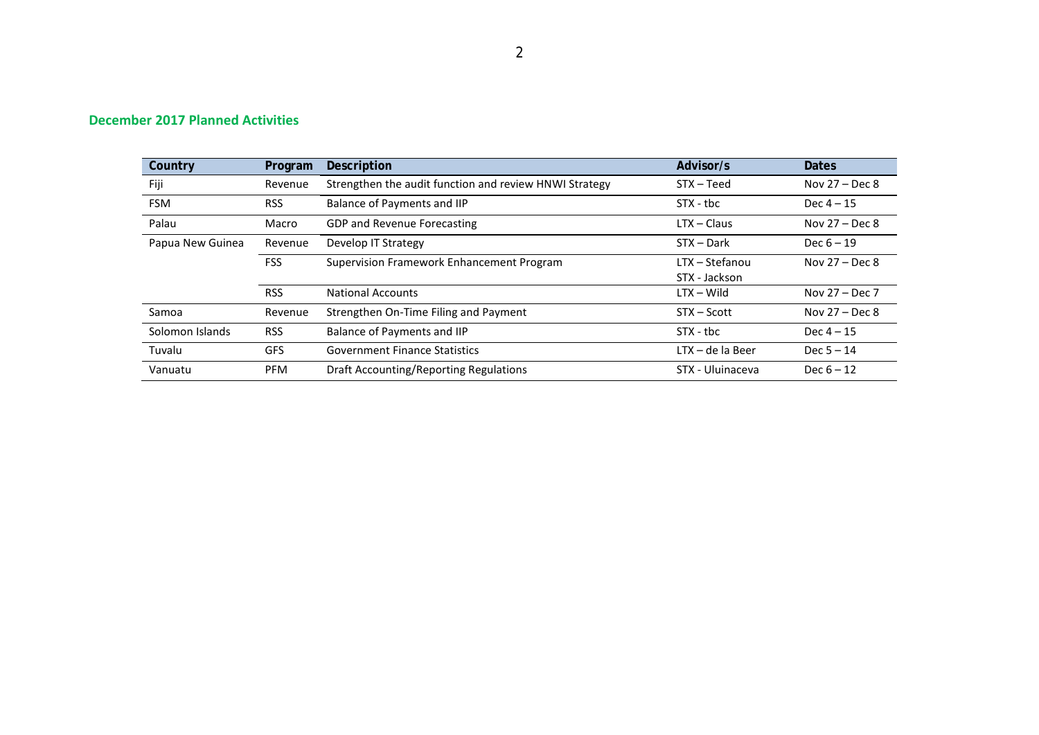## December 2017 Planned Activities

| Country | Program | Description | Advisor/s | Dates |
|---|---|---|---|---|
| Fiji | Revenue | Strengthen the audit function and review HNWI Strategy | STX – Teed | Nov 27 – Dec 8 |
| FSM | RSS | Balance of Payments and IIP | STX - tbc | Dec 4 – 15 |
| Palau | Macro | GDP and Revenue Forecasting | LTX – Claus | Nov 27 – Dec 8 |
| Papua New Guinea | Revenue | Develop IT Strategy | STX – Dark | Dec 6 – 19 |
| | FSS | Supervision Framework Enhancement Program | LTX – Stefanou<br>STX - Jackson | Nov 27 – Dec 8 |
| | RSS | National Accounts | LTX – Wild | Nov 27 – Dec 7 |
| Samoa | Revenue | Strengthen On-Time Filing and Payment | STX – Scott | Nov 27 – Dec 8 |
| Solomon Islands | RSS | Balance of Payments and IIP | STX - tbc | Dec 4 – 15 |
| Tuvalu | GFS | Government Finance Statistics | LTX – de la Beer | Dec 5 – 14 |
| Vanuatu | PFM | Draft Accounting/Reporting Regulations | STX - Uluinaceva | Dec 6 – 12 |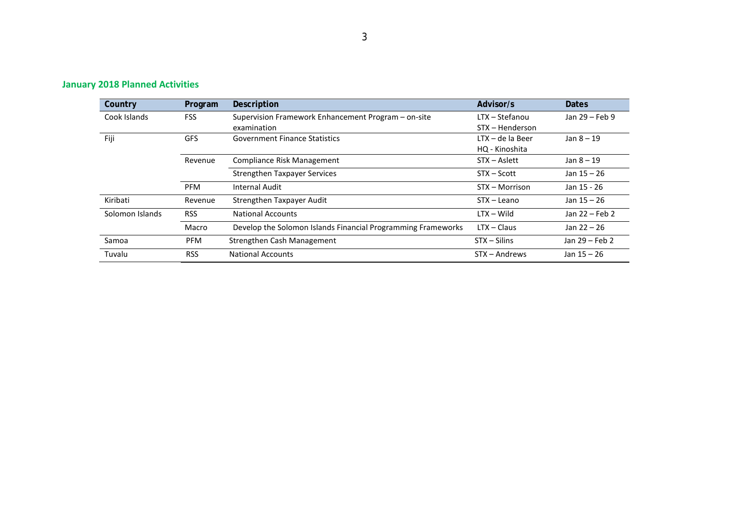## January 2018 Planned Activities

| Country | Program | Description | Advisor/s | Dates |
|---|---|---|---|---|
| Cook Islands | FSS | Supervision Framework Enhancement Program – on-site examination | LTX – Stefanou<br>STX – Henderson | Jan 29 – Feb 9 |
| Fiji | GFS | Government Finance Statistics | LTX – de la Beer<br>HQ - Kinoshita | Jan 8 – 19 |
| | Revenue | Compliance Risk Management | STX – Aslett | Jan 8 – 19 |
| | | Strengthen Taxpayer Services | STX – Scott | Jan 15 – 26 |
| | PFM | Internal Audit | STX – Morrison | Jan 15 - 26 |
| Kiribati | Revenue | Strengthen Taxpayer Audit | STX – Leano | Jan 15 – 26 |
| Solomon Islands | RSS | National Accounts | LTX – Wild | Jan 22 – Feb 2 |
| | Macro | Develop the Solomon Islands Financial Programming Frameworks | LTX – Claus | Jan 22 – 26 |
| Samoa | PFM | Strengthen Cash Management | STX – Silins | Jan 29 – Feb 2 |
| Tuvalu | RSS | National Accounts | STX – Andrews | Jan 15 – 26 |